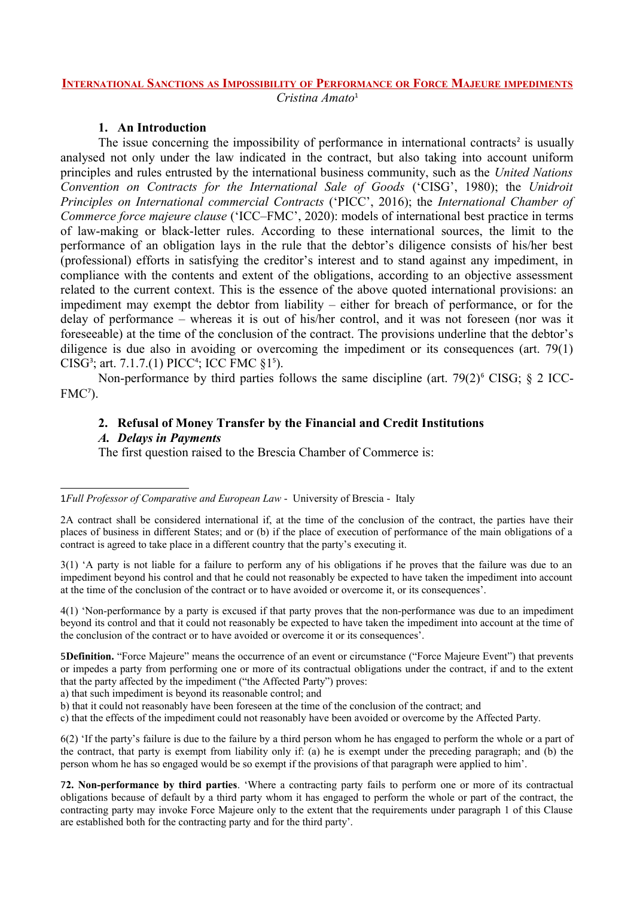# International Sanctions as Impossibility of Performance or Force Majeure impediments

*Cristina Amato*[1]

## 1. An Introduction

The issue concerning the impossibility of performance in international contracts[2] is usually analysed not only under the law indicated in the contract, but also taking into account uniform principles and rules entrusted by the international business community, such as the *United Nations Convention on Contracts for the International Sale of Goods* ('CISG', 1980); the *Unidroit Principles on International commercial Contracts* ('PICC', 2016); the *International Chamber of Commerce force majeure clause* ('ICC–FMC', 2020): models of international best practice in terms of law-making or black-letter rules. According to these international sources, the limit to the performance of an obligation lays in the rule that the debtor's diligence consists of his/her best (professional) efforts in satisfying the creditor's interest and to stand against any impediment, in compliance with the contents and extent of the obligations, according to an objective assessment related to the current context. This is the essence of the above quoted international provisions: an impediment may exempt the debtor from liability – either for breach of performance, or for the delay of performance – whereas it is out of his/her control, and it was not foreseen (nor was it foreseeable) at the time of the conclusion of the contract. The provisions underline that the debtor's diligence is due also in avoiding or overcoming the impediment or its consequences (art. 79(1) CISG[3]; art. 7.1.7.(1) PICC[4]; ICC FMC §1[5]).

Non-performance by third parties follows the same discipline (art. 79(2)[6] CISG; § 2 ICC-FMC[7]).

## 2. Refusal of Money Transfer by the Financial and Credit Institutions

### *A. Delays in Payments*

The first question raised to the Brescia Chamber of Commerce is:

---

1 *Full Professor of Comparative and European Law* - University of Brescia - Italy

2 A contract shall be considered international if, at the time of the conclusion of the contract, the parties have their places of business in different States; and or (b) if the place of execution of performance of the main obligations of a contract is agreed to take place in a different country that the party's executing it.

3 (1) 'A party is not liable for a failure to perform any of his obligations if he proves that the failure was due to an impediment beyond his control and that he could not reasonably be expected to have taken the impediment into account at the time of the conclusion of the contract or to have avoided or overcome it, or its consequences'.

4 (1) 'Non-performance by a party is excused if that party proves that the non-performance was due to an impediment beyond its control and that it could not reasonably be expected to have taken the impediment into account at the time of the conclusion of the contract or to have avoided or overcome it or its consequences'.

5 **Definition.** "Force Majeure" means the occurrence of an event or circumstance ("Force Majeure Event") that prevents or impedes a party from performing one or more of its contractual obligations under the contract, if and to the extent that the party affected by the impediment ("the Affected Party") proves:

a) that such impediment is beyond its reasonable control; and

b) that it could not reasonably have been foreseen at the time of the conclusion of the contract; and

c) that the effects of the impediment could not reasonably have been avoided or overcome by the Affected Party.

6 (2) 'If the party's failure is due to the failure by a third person whom he has engaged to perform the whole or a part of the contract, that party is exempt from liability only if: (a) he is exempt under the preceding paragraph; and (b) the person whom he has so engaged would be so exempt if the provisions of that paragraph were applied to him'.

7 **2. Non-performance by third parties**. 'Where a contracting party fails to perform one or more of its contractual obligations because of default by a third party whom it has engaged to perform the whole or part of the contract, the contracting party may invoke Force Majeure only to the extent that the requirements under paragraph 1 of this Clause are established both for the contracting party and for the third party'.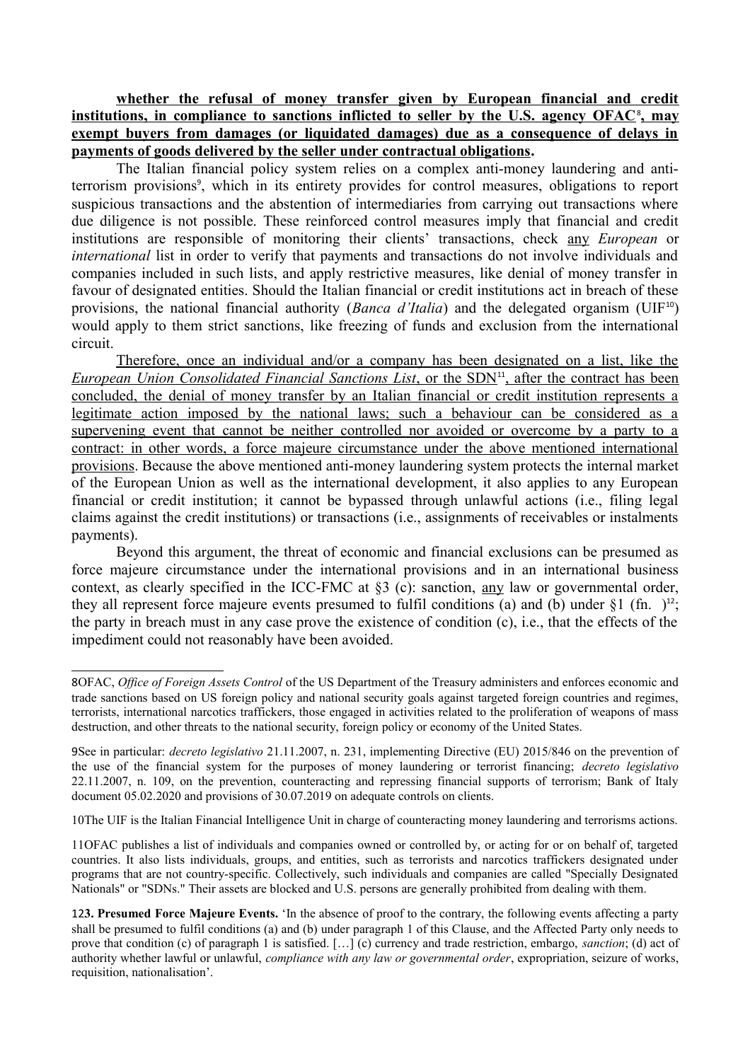**<u>whether the refusal of money transfer given by European financial and credit institutions, in compliance to sanctions inflicted to seller by the U.S. agency OFAC[8], may exempt buyers from damages (or liquidated damages) due as a consequence of delays in payments of goods delivered by the seller under contractual obligations</u>.**

The Italian financial policy system relies on a complex anti-money laundering and anti-terrorism provisions[9], which in its entirety provides for control measures, obligations to report suspicious transactions and the abstention of intermediaries from carrying out transactions where due diligence is not possible. These reinforced control measures imply that financial and credit institutions are responsible of monitoring their clients' transactions, check <u>any</u> *European* or *international* list in order to verify that payments and transactions do not involve individuals and companies included in such lists, and apply restrictive measures, like denial of money transfer in favour of designated entities. Should the Italian financial or credit institutions act in breach of these provisions, the national financial authority (*Banca d'Italia*) and the delegated organism (UIF[10]) would apply to them strict sanctions, like freezing of funds and exclusion from the international circuit.

<u>Therefore, once an individual and/or a company has been designated on a list, like the *European Union Consolidated Financial Sanctions List*, or the SDN[11], after the contract has been concluded, the denial of money transfer by an Italian financial or credit institution represents a legitimate action imposed by the national laws; such a behaviour can be considered as a supervening event that cannot be neither controlled nor avoided or overcome by a party to a contract: in other words, a force majeure circumstance under the above mentioned international provisions</u>. Because the above mentioned anti-money laundering system protects the internal market of the European Union as well as the international development, it also applies to any European financial or credit institution; it cannot be bypassed through unlawful actions (i.e., filing legal claims against the credit institutions) or transactions (i.e., assignments of receivables or instalments payments).

Beyond this argument, the threat of economic and financial exclusions can be presumed as force majeure circumstance under the international provisions and in an international business context, as clearly specified in the ICC-FMC at §3 (c): sanction, <u>any</u> law or governmental order, they all represent force majeure events presumed to fulfil conditions (a) and (b) under §1 (fn. )[12]; the party in breach must in any case prove the existence of condition (c), i.e., that the effects of the impediment could not reasonably have been avoided.

---

8 OFAC, *Office of Foreign Assets Control* of the US Department of the Treasury administers and enforces economic and trade sanctions based on US foreign policy and national security goals against targeted foreign countries and regimes, terrorists, international narcotics traffickers, those engaged in activities related to the proliferation of weapons of mass destruction, and other threats to the national security, foreign policy or economy of the United States.

9 See in particular: *decreto legislativo* 21.11.2007, n. 231, implementing Directive (EU) 2015/846 on the prevention of the use of the financial system for the purposes of money laundering or terrorist financing; *decreto legislativo* 22.11.2007, n. 109, on the prevention, counteracting and repressing financial supports of terrorism; Bank of Italy document 05.02.2020 and provisions of 30.07.2019 on adequate controls on clients.

10 The UIF is the Italian Financial Intelligence Unit in charge of counteracting money laundering and terrorisms actions.

11 OFAC publishes a list of individuals and companies owned or controlled by, or acting for or on behalf of, targeted countries. It also lists individuals, groups, and entities, such as terrorists and narcotics traffickers designated under programs that are not country-specific. Collectively, such individuals and companies are called "Specially Designated Nationals" or "SDNs." Their assets are blocked and U.S. persons are generally prohibited from dealing with them.

12 **3. Presumed Force Majeure Events.** 'In the absence of proof to the contrary, the following events affecting a party shall be presumed to fulfil conditions (a) and (b) under paragraph 1 of this Clause, and the Affected Party only needs to prove that condition (c) of paragraph 1 is satisfied. […] (c) currency and trade restriction, embargo, *sanction*; (d) act of authority whether lawful or unlawful, *compliance with any law or governmental order*, expropriation, seizure of works, requisition, nationalisation'.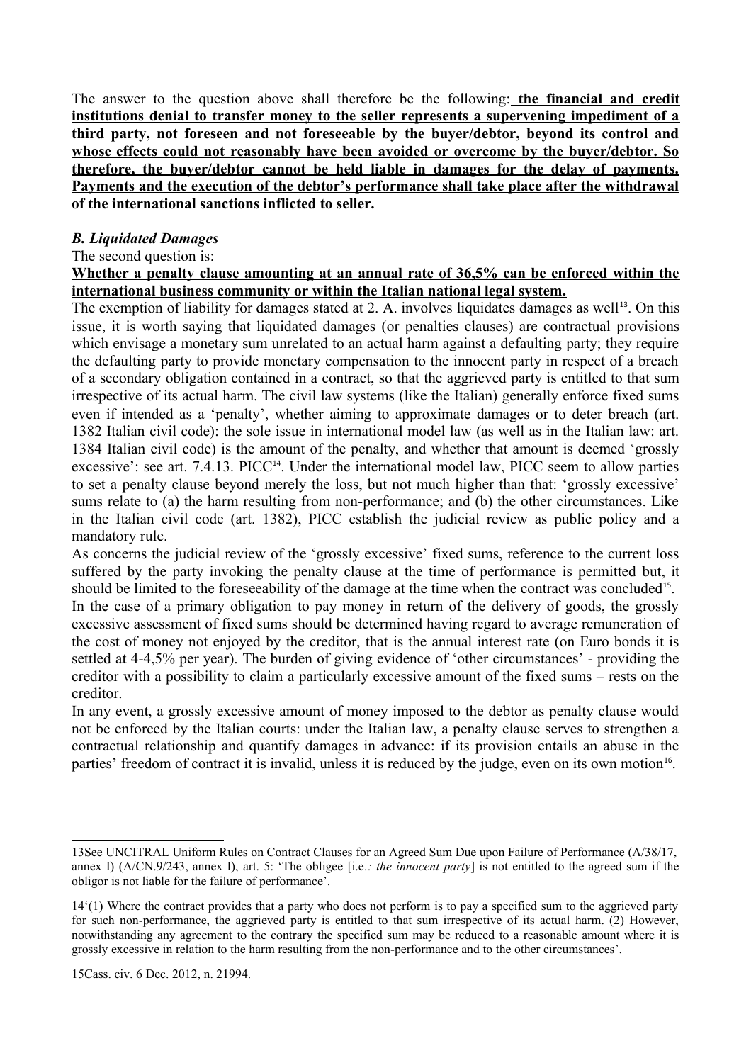The answer to the question above shall therefore be the following: **the financial and credit institutions denial to transfer money to the seller represents a supervening impediment of a third party, not foreseen and not foreseeable by the buyer/debtor, beyond its control and whose effects could not reasonably have been avoided or overcome by the buyer/debtor. So therefore, the buyer/debtor cannot be held liable in damages for the delay of payments. Payments and the execution of the debtor's performance shall take place after the withdrawal of the international sanctions inflicted to seller.**

### *B. Liquidated Damages*

The second question is:

**Whether a penalty clause amounting at an annual rate of 36,5% can be enforced within the international business community or within the Italian national legal system.**

The exemption of liability for damages stated at 2. A. involves liquidates damages as well[13]. On this issue, it is worth saying that liquidated damages (or penalties clauses) are contractual provisions which envisage a monetary sum unrelated to an actual harm against a defaulting party; they require the defaulting party to provide monetary compensation to the innocent party in respect of a breach of a secondary obligation contained in a contract, so that the aggrieved party is entitled to that sum irrespective of its actual harm. The civil law systems (like the Italian) generally enforce fixed sums even if intended as a 'penalty', whether aiming to approximate damages or to deter breach (art. 1382 Italian civil code): the sole issue in international model law (as well as in the Italian law: art. 1384 Italian civil code) is the amount of the penalty, and whether that amount is deemed 'grossly excessive': see art. 7.4.13. PICC[14]. Under the international model law, PICC seem to allow parties to set a penalty clause beyond merely the loss, but not much higher than that: 'grossly excessive' sums relate to (a) the harm resulting from non-performance; and (b) the other circumstances. Like in the Italian civil code (art. 1382), PICC establish the judicial review as public policy and a mandatory rule.

As concerns the judicial review of the 'grossly excessive' fixed sums, reference to the current loss suffered by the party invoking the penalty clause at the time of performance is permitted but, it should be limited to the foreseeability of the damage at the time when the contract was concluded[15].

In the case of a primary obligation to pay money in return of the delivery of goods, the grossly excessive assessment of fixed sums should be determined having regard to average remuneration of the cost of money not enjoyed by the creditor, that is the annual interest rate (on Euro bonds it is settled at 4-4,5% per year). The burden of giving evidence of 'other circumstances' - providing the creditor with a possibility to claim a particularly excessive amount of the fixed sums – rests on the creditor.

In any event, a grossly excessive amount of money imposed to the debtor as penalty clause would not be enforced by the Italian courts: under the Italian law, a penalty clause serves to strengthen a contractual relationship and quantify damages in advance: if its provision entails an abuse in the parties' freedom of contract it is invalid, unless it is reduced by the judge, even on its own motion[16].

---

13See UNCITRAL Uniform Rules on Contract Clauses for an Agreed Sum Due upon Failure of Performance (A/38/17, annex I) (A/CN.9/243, annex I), art. 5: 'The obligee [i.e.*: the innocent party*] is not entitled to the agreed sum if the obligor is not liable for the failure of performance'.

14'(1) Where the contract provides that a party who does not perform is to pay a specified sum to the aggrieved party for such non-performance, the aggrieved party is entitled to that sum irrespective of its actual harm. (2) However, notwithstanding any agreement to the contrary the specified sum may be reduced to a reasonable amount where it is grossly excessive in relation to the harm resulting from the non-performance and to the other circumstances'.

15Cass. civ. 6 Dec. 2012, n. 21994.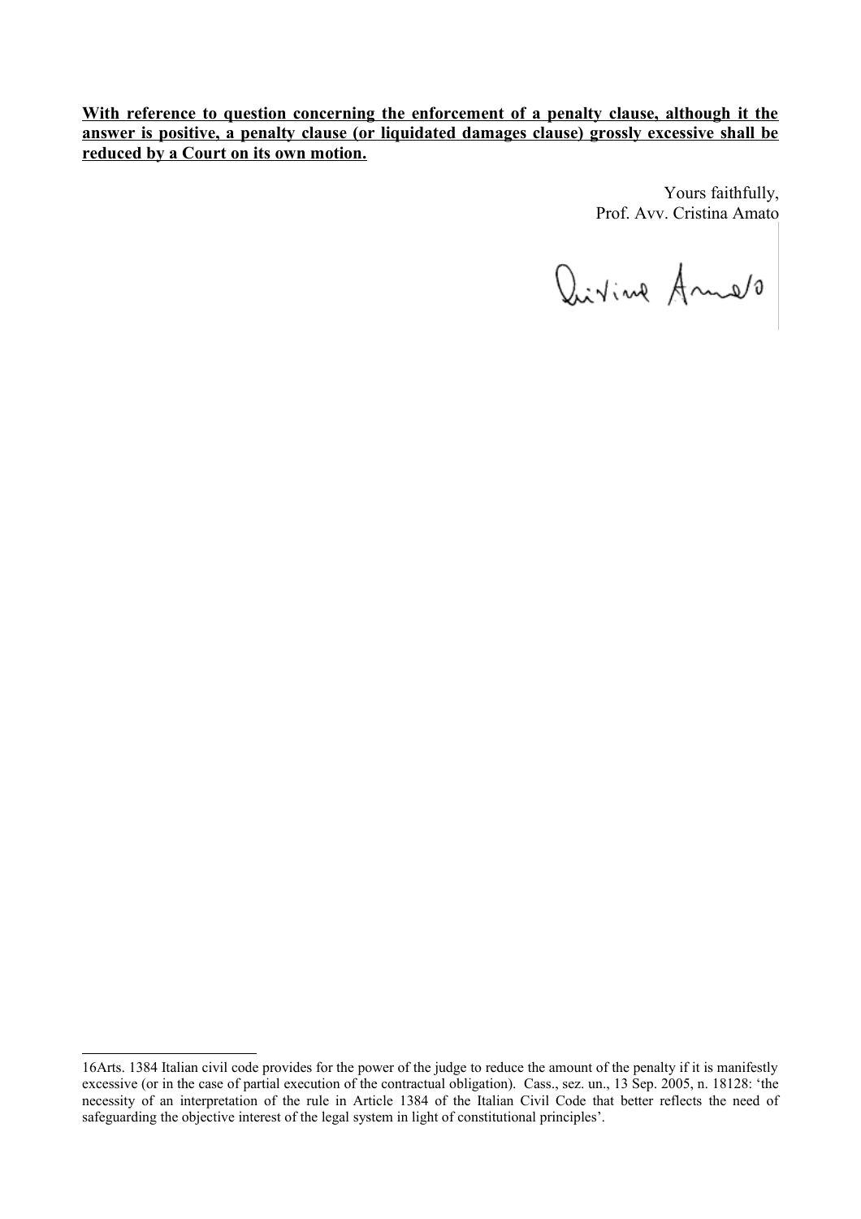**With reference to question concerning the enforcement of a penalty clause, although it the answer is positive, a penalty clause (or liquidated damages clause) grossly excessive shall be reduced by a Court on its own motion.**

Yours faithfully,
Prof. Avv. Cristina Amato

---

16Arts. 1384 Italian civil code provides for the power of the judge to reduce the amount of the penalty if it is manifestly excessive (or in the case of partial execution of the contractual obligation). Cass., sez. un., 13 Sep. 2005, n. 18128: 'the necessity of an interpretation of the rule in Article 1384 of the Italian Civil Code that better reflects the need of safeguarding the objective interest of the legal system in light of constitutional principles'.